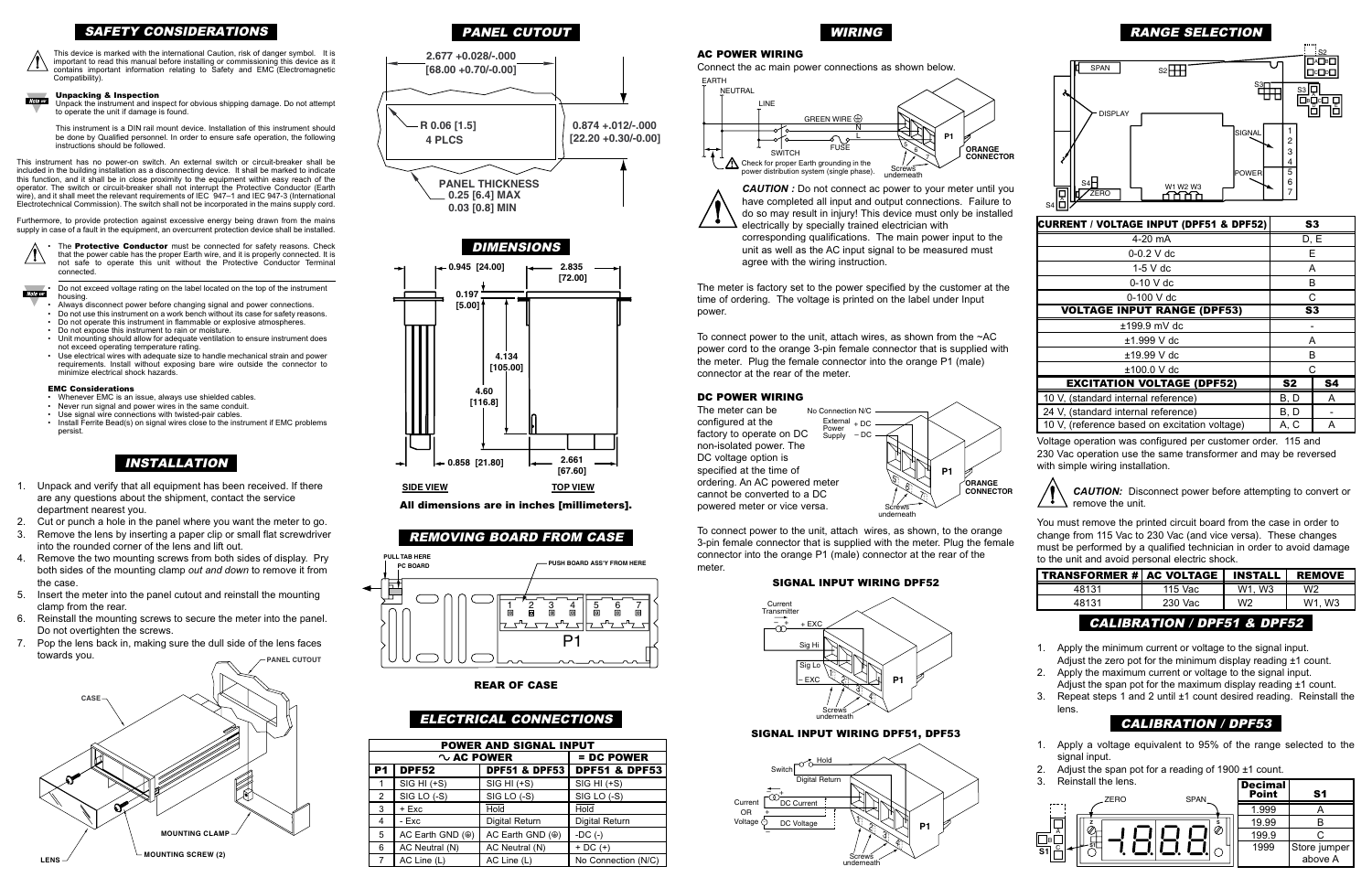## SAFETY CONSIDERATIONS

This device is marked with the international Caution, risk of danger symbol. It is important to read this manual before installing or commissioning this device as it contains important information relating to Safety and EMC (Electromagnetic Compatibility).

**Unpacking & Inspection**
Unpack the instrument and inspect for obvious shipping damage. Do not attempt to operate the unit if damage is found.

This instrument is a DIN rail mount device. Installation of this instrument should be done by Qualified personnel. In order to ensure safe operation, the following instructions should be followed.

This instrument has no power-on switch. An external switch or circuit-breaker shall be included in the building installation as a disconnecting device. It shall be marked to indicate this function, and it shall be in close proximity to the equipment within easy reach of the operator. The switch or circuit-breaker shall not interrupt the Protective Conductor (Earth wire), and it shall meet the relevant requirements of IEC 947–1 and IEC 947-3 (International Electrotechnical Commission). The switch shall not be incorporated in the mains supply cord.

Furthermore, to provide protection against excessive energy being drawn from the mains supply in case of a fault in the equipment, an overcurrent protection device shall be installed.

- The **Protective Conductor** must be connected for safety reasons. Check that the power cable has the proper Earth wire, and it is properly connected. It is not safe to operate this unit without the Protective Conductor Terminal connected.

- Do not exceed voltage rating on the label located on the top of the instrument housing.
- Always disconnect power before changing signal and power connections.
- Do not use this instrument on a work bench without its case for safety reasons.
- Do not operate this instrument in flammable or explosive atmospheres.
- Do not expose this instrument to rain or moisture.
- Unit mounting should allow for adequate ventilation to ensure instrument does not exceed operating temperature rating.
- Use electrical wires with adequate size to handle mechanical strain and power requirements. Install without exposing bare wire outside the connector to minimize electrical shock hazards.

**EMC Considerations**
- Whenever EMC is an issue, always use shielded cables.
- Never run signal and power wires in the same conduit.
- Use signal wire connections with twisted-pair cables.
- Install Ferrite Bead(s) on signal wires close to the instrument if EMC problems persist.

## INSTALLATION

1. Unpack and verify that all equipment has been received. If there are any questions about the shipment, contact the service department nearest you.
2. Cut or punch a hole in the panel where you want the meter to go.
3. Remove the lens by inserting a paper clip or small flat screwdriver into the rounded corner of the lens and lift out.
4. Remove the two mounting screws from both sides of display. Pry both sides of the mounting clamp *out and down* to remove it from the case.
5. Insert the meter into the panel cutout and reinstall the mounting clamp from the rear.
6. Reinstall the mounting screws to secure the meter into the panel. Do not overtighten the screws.
7. Pop the lens back in, making sure the dull side of the lens faces towards you.

PANEL CUTOUT, CASE, MOUNTING CLAMP, MOUNTING SCREW (2), LENS

## PANEL CUTOUT

2.677 +0.028/-.000 [68.00 +0.70/-0.00]

R 0.06 [1.5] 4 PLCS

0.874 +.012/-.000 [22.20 +0.30/-0.00]

PANEL THICKNESS 0.25 [6.4] MAX 0.03 [0.8] MIN

## DIMENSIONS

0.945 [24.00] · 0.197 [5.00] · 4.60 [116.8] · 0.858 [21.80] · 2.835 [72.00] · 4.134 [105.00] · 2.661 [67.60]

SIDE VIEW · TOP VIEW

**All dimensions are in inches [millimeters].**

## REMOVING BOARD FROM CASE

PULL TAB HERE · PC BOARD · PUSH BOARD ASS'Y FROM HERE · P1

**REAR OF CASE**

## ELECTRICAL CONNECTIONS

| POWER AND SIGNAL INPUT | | | |
|---|---|---|---|
| | ∿ AC POWER | | = DC POWER |
| P1 | DPF52 | DPF51 & DPF53 | DPF51 & DPF53 |
| 1 | SIG HI (+S) | SIG HI (+S) | SIG HI (+S) |
| 2 | SIG LO (-S) | SIG LO (-S) | SIG LO (-S) |
| 3 | + Exc | Hold | Hold |
| 4 | - Exc | Digital Return | Digital Return |
| 5 | AC Earth GND (⏚) | AC Earth GND (⏚) | -DC (-) |
| 6 | AC Neutral (N) | AC Neutral (N) | + DC (+) |
| 7 | AC Line (L) | AC Line (L) | No Connection (N/C) |

## WIRING

### AC POWER WIRING

Connect the ac main power connections as shown below.

EARTH · NEUTRAL · LINE · GREEN WIRE · SWITCH · FUSE · P1 · ORANGE CONNECTOR · Screws underneath

Check for proper Earth grounding in the power distribution system (single phase).

***CAUTION :*** Do not connect ac power to your meter until you have completed all input and output connections. Failure to do so may result in injury! This device must only be installed electrically by specially trained electrician with corresponding qualifications. The main power input to the unit as well as the AC input signal to be measured must agree with the wiring instruction.

The meter is factory set to the power specified by the customer at the time of ordering. The voltage is printed on the label under Input power.

To connect power to the unit, attach wires, as shown from the ~AC power cord to the orange 3-pin female connector that is supplied with the meter. Plug the female connector into the orange P1 (male) connector at the rear of the meter.

### DC POWER WIRING

The meter can be configured at the factory to operate on DC non-isolated power. The DC voltage option is specified at the time of ordering. An AC powered meter cannot be converted to a DC powered meter or vice versa.

No Connection N/C · External Power Supply + DC − DC · P1 · ORANGE CONNECTOR · Screws underneath

To connect power to the unit, attach wires, as shown, to the orange 3-pin female connector that is supplied with the meter. Plug the female connector into the orange P1 (male) connector at the rear of the meter.

**SIGNAL INPUT WIRING DPF52**

Current Transmitter · + EXC · Sig Hi · Sig Lo · − EXC · P1 · Screws underneath

**SIGNAL INPUT WIRING DPF51, DPF53**

Switch · Hold · Digital Return · Current OR Voltage · DC Current · DC Voltage · P1 · Screws underneath

## RANGE SELECTION

SPAN · S2 · S3 · DISPLAY · SIGNAL · POWER · S4 · ZERO · W1 W2 W3

| CURRENT / VOLTAGE INPUT (DPF51 & DPF52) | S3 | |
|---|---|---|
| 4-20 mA | D, E | |
| 0-0.2 V dc | E | |
| 1-5 V dc | A | |
| 0-10 V dc | B | |
| 0-100 V dc | C | |
| **VOLTAGE INPUT RANGE (DPF53)** | **S3** | |
| ±199.9 mV dc | - | |
| ±1.999 V dc | A | |
| ±19.99 V dc | B | |
| ±100.0 V dc | C | |
| **EXCITATION VOLTAGE (DPF52)** | **S2** | **S4** |
| 10 V, (standard internal reference) | B, D | A |
| 24 V, (standard internal reference) | B, D | - |
| 10 V, (reference based on excitation voltage) | A, C | A |

Voltage operation was configured per customer order. 115 and 230 Vac operation use the same transformer and may be reversed with simple wiring installation.

***CAUTION:*** Disconnect power before attempting to convert or remove the unit.

You must remove the printed circuit board from the case in order to change from 115 Vac to 230 Vac (and vice versa). These changes must be performed by a qualified technician in order to avoid damage to the unit and avoid personal electric shock.

| TRANSFORMER # | AC VOLTAGE | INSTALL | REMOVE |
|---|---|---|---|
| 48131 | 115 Vac | W1, W3 | W2 |
| 48131 | 230 Vac | W2 | W1, W3 |

## CALIBRATION / DPF51 & DPF52

1. Apply the minimum current or voltage to the signal input. Adjust the zero pot for the minimum display reading ±1 count.
2. Apply the maximum current or voltage to the signal input. Adjust the span pot for the maximum display reading ±1 count.
3. Repeat steps 1 and 2 until ±1 count desired reading. Reinstall the lens.

## CALIBRATION / DPF53

1. Apply a voltage equivalent to 95% of the range selected to the signal input.
2. Adjust the span pot for a reading of 1900 ±1 count.
3. Reinstall the lens.

ZERO · SPAN · S1

| Decimal Point | S1 |
|---|---|
| 1.999 | A |
| 19.99 | B |
| 199.9 | C |
| 1999 | Store jumper above A |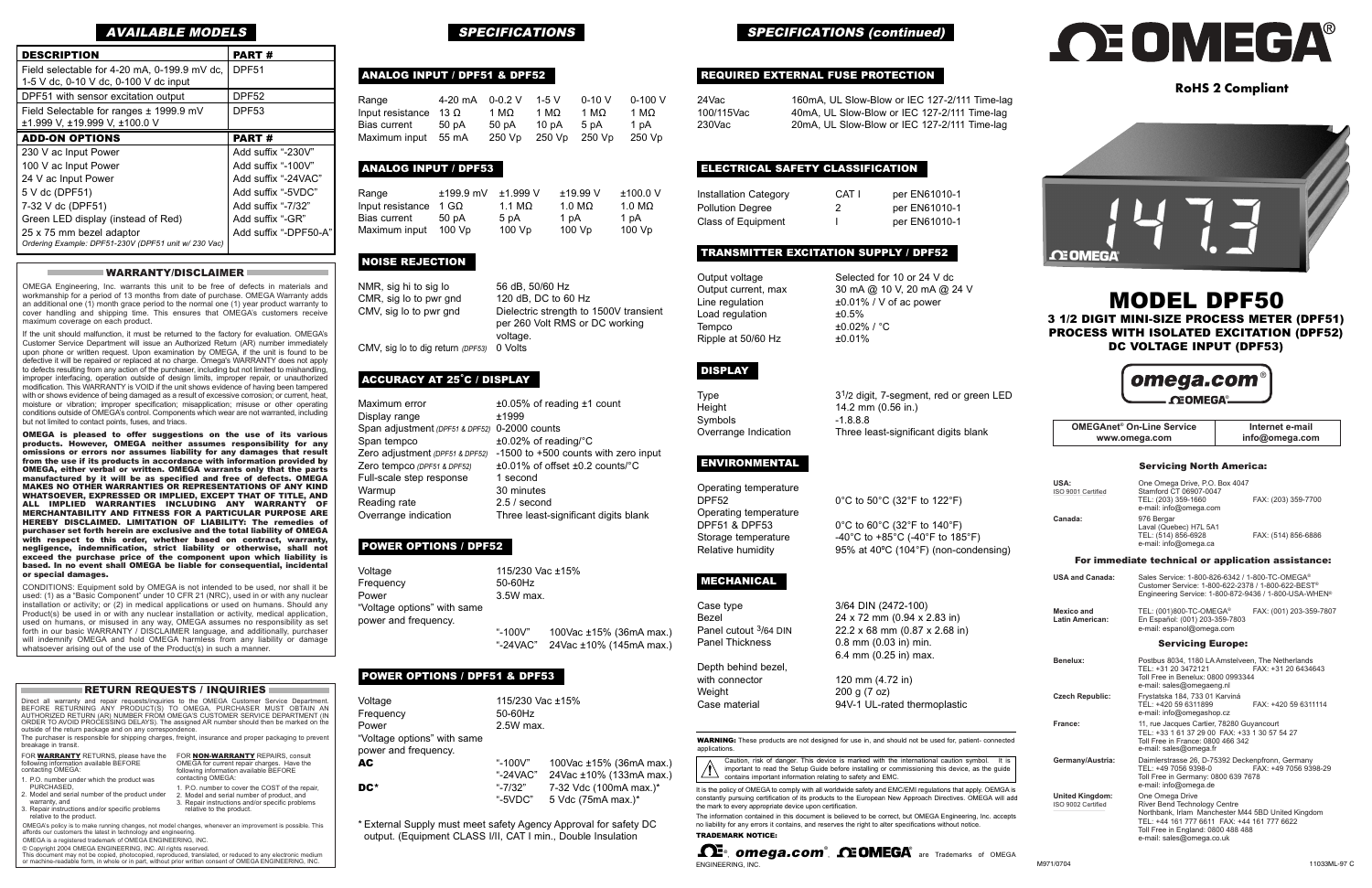## AVAILABLE MODELS

| DESCRIPTION | PART # |
|---|---|
| Field selectable for 4-20 mA, 0-199.9 mV dc, 1-5 V dc, 0-10 V dc, 0-100 V dc input | DPF51 |
| DPF51 with sensor excitation output | DPF52 |
| Field Selectable for ranges ± 1999.9 mV ±1.999 V, ±19.999 V, ±100.0 V | DPF53 |
| **ADD-ON OPTIONS** | **PART #** |
| 230 V ac Input Power | Add suffix "-230V" |
| 100 V ac Input Power | Add suffix "-100V" |
| 24 V ac Input Power | Add suffix "-24VAC" |
| 5 V dc (DPF51) | Add suffix "-5VDC" |
| 7-32 V dc (DPF51) | Add suffix "-7/32" |
| Green LED display (instead of Red) | Add suffix "-GR" |
| 25 x 75 mm bezel adaptor *Ordering Example: DPF51-230V (DPF51 unit w/ 230 Vac)* | Add suffix "-DPF50-A" |

### WARRANTY/DISCLAIMER

OMEGA Engineering, Inc. warrants this unit to be free of defects in materials and workmanship for a period of 13 months from date of purchase. OMEGA Warranty adds an additional one (1) month grace period to the normal one (1) year product warranty to cover handling and shipping time. This ensures that OMEGA's customers receive maximum coverage on each product.

If the unit should malfunction, it must be returned to the factory for evaluation. OMEGA's Customer Service Department will issue an Authorized Return (AR) number immediately upon phone or written request. Upon examination by OMEGA, if the unit is found to be defective it will be repaired or replaced at no charge. Omega's WARRANTY does not apply to defects resulting from any action of the purchaser, including but not limited to mishandling, improper interfacing, operation outside of design limits, improper repair, or unauthorized modification. This WARRANTY is VOID if the unit shows evidence of having been tampered with or shows evidence of being damaged as a result of excessive corrosion; or current, heat, moisture or vibration; improper specification; misapplication; misuse or other operating conditions outside of OMEGA's control. Components which wear are not warranted, including but not limited to contact points, fuses, and triacs.

**OMEGA is pleased to offer suggestions on the use of its various products. However, OMEGA neither assumes responsibility for any omissions or errors nor assumes liability for any damages that result from the use if its products in accordance with information provided by OMEGA, either verbal or written. OMEGA warrants only that the parts manufactured by it will be as specified and free of defects. OMEGA MAKES NO OTHER WARRANTIES OR REPRESENTATIONS OF ANY KIND WHATSOEVER, EXPRESSED OR IMPLIED, EXCEPT THAT OF TITLE, AND ALL IMPLIED WARRANTIES INCLUDING ANY WARRANTY OF MERCHANTABILITY AND FITNESS FOR A PARTICULAR PURPOSE ARE HEREBY DISCLAIMED. LIMITATION OF LIABILITY: The remedies of purchaser set forth herein are exclusive and the total liability of OMEGA with respect to this order, whether based on contract, warranty, negligence, indemnification, strict liability or otherwise, shall not exceed the purchase price of the component upon which liability is based. In no event shall OMEGA be liable for consequential, incidental or special damages.**

CONDITIONS: Equipment sold by OMEGA is not intended to be used, nor shall it be used: (1) as a "Basic Component" under 10 CFR 21 (NRC), used in or with any nuclear installation or activity; or (2) in medical applications or used on humans. Should any Product(s) be used in or with any nuclear installation or activity, medical application, used on humans, or misused in any way, OMEGA assumes no responsibility as set forth in our basic WARRANTY / DISCLAIMER language, and additionally, purchaser will indemnify OMEGA and hold OMEGA harmless from any liability or damage whatsoever arising out of the use of the Product(s) in such a manner.

### RETURN REQUESTS / INQUIRIES

Direct all warranty and repair requests/inquiries to the OMEGA Customer Service Department. BEFORE RETURNING ANY PRODUCT(S) TO OMEGA, PURCHASER MUST OBTAIN AN AUTHORIZED RETURN (AR) NUMBER FROM OMEGA'S CUSTOMER SERVICE DEPARTMENT (IN ORDER TO AVOID PROCESSING DELAYS). The assigned AR number should then be marked on the outside of the return package and on any correspondence.

The purchaser is responsible for shipping charges, freight, insurance and proper packaging to prevent breakage in transit.

FOR **WARRANTY** RETURNS, please have the following information available BEFORE contacting OMEGA:
1. P.O. number under which the product was PURCHASED,
2. Model and serial number of the product under warranty, and
3. Repair instructions and/or specific problems relative to the product.

FOR **NON-WARRANTY** REPAIRS, consult OMEGA for current repair charges. Have the following information available BEFORE contacting OMEGA:
1. P.O. number to cover the COST of the repair,
2. Model and serial number of product, and
3. Repair instructions and/or specific problems relative to the product.

OMEGA's policy is to make running changes, not model changes, whenever an improvement is possible. This affords our customers the latest in technology and engineering.

OMEGA is a registered trademark of OMEGA ENGINEERING, INC.

© Copyright 2004 OMEGA ENGINEERING, INC. All rights reserved.
This document may not be copied, photocopied, reproduced, translated, or reduced to any electronic medium or machine-readable form, in whole or in part, without prior written consent of OMEGA ENGINEERING, INC.

## SPECIFICATIONS

### ANALOG INPUT / DPF51 & DPF52

| Range | 4-20 mA | 0-0.2 V | 1-5 V | 0-10 V | 0-100 V |
|---|---|---|---|---|---|
| Input resistance | 13 Ω | 1 MΩ | 1 MΩ | 1 MΩ | 1 MΩ |
| Bias current | 50 pA | 50 pA | 10 pA | 5 pA | 1 pA |
| Maximum input | 55 mA | 250 Vp | 250 Vp | 250 Vp | 250 Vp |

### ANALOG INPUT / DPF53

| Range | ±199.9 mV | ±1.999 V | ±19.99 V | ±100.0 V |
|---|---|---|---|---|
| Input resistance | 1 GΩ | 1.1 MΩ | 1.0 MΩ | 1.0 MΩ |
| Bias current | 50 pA | 5 pA | 1 pA | 1 pA |
| Maximum input | 100 Vp | 100 Vp | 100 Vp | 100 Vp |

### NOISE REJECTION

| | |
|---|---|
| NMR, sig hi to sig lo | 56 dB, 50/60 Hz |
| CMR, sig lo to pwr gnd | 120 dB, DC to 60 Hz |
| CMV, sig lo to pwr gnd | Dielectric strength to 1500V transient per 260 Volt RMS or DC working voltage. |
| CMV, sig lo to dig return *(DPF53)* | 0 Volts |

### ACCURACY AT 25˚C / DISPLAY

| | |
|---|---|
| Maximum error | ±0.05% of reading ±1 count |
| Display range | ±1999 |
| Span adjustment *(DPF51 & DPF52)* | 0-2000 counts |
| Span tempco | ±0.02% of reading/°C |
| Zero adjustment *(DPF51 & DPF52)* | -1500 to +500 counts with zero input |
| Zero tempco *(DPF51 & DPF52)* | ±0.01% of offset ±0.2 counts/°C |
| Full-scale step response | 1 second |
| Warmup | 30 minutes |
| Reading rate | 2.5 / second |
| Overrange indication | Three least-significant digits blank |

### POWER OPTIONS / DPF52

| | | |
|---|---|---|
| Voltage | 115/230 Vac ±15% | |
| Frequency | 50-60Hz | |
| Power | 3.5W max. | |
| "Voltage options" with same power and frequency. | | |
| | "-100V" | 100Vac ±15% (36mA max.) |
| | "-24VAC" | 24Vac ±10% (145mA max.) |

### POWER OPTIONS / DPF51 & DPF53

| | | |
|---|---|---|
| Voltage | 115/230 Vac ±15% | |
| Frequency | 50-60Hz | |
| Power | 2.5W max. | |
| "Voltage options" with same power and frequency. | | |
| **AC** | "-100V" | 100Vac ±15% (36mA max.) |
| | "-24VAC" | 24Vac ±10% (133mA max.) |
| **DC*** | "-7/32" | 7-32 Vdc (100mA max.)* |
| | "-5VDC" | 5 Vdc (75mA max.)* |

\* External Supply must meet safety Agency Approval for safety DC output. (Equipment CLASS I/II, CAT I min., Double Insulation

## SPECIFICATIONS (continued)

### REQUIRED EXTERNAL FUSE PROTECTION

| | |
|---|---|
| 24Vac | 160mA, UL Slow-Blow or IEC 127-2/111 Time-lag |
| 100/115Vac | 40mA, UL Slow-Blow or IEC 127-2/111 Time-lag |
| 230Vac | 20mA, UL Slow-Blow or IEC 127-2/111 Time-lag |

### ELECTRICAL SAFETY CLASSIFICATION

| | | |
|---|---|---|
| Installation Category | CAT I | per EN61010-1 |
| Pollution Degree | 2 | per EN61010-1 |
| Class of Equipment | I | per EN61010-1 |

### TRANSMITTER EXCITATION SUPPLY / DPF52

| | |
|---|---|
| Output voltage | Selected for 10 or 24 V dc |
| Output current, max | 30 mA @ 10 V, 20 mA @ 24 V |
| Line regulation | ±0.01% / V of ac power |
| Load regulation | ±0.5% |
| Tempco | ±0.02% / °C |
| Ripple at 50/60 Hz | ±0.01% |

### DISPLAY

| | |
|---|---|
| Type | 3 1/2 digit, 7-segment, red or green LED |
| Height | 14.2 mm (0.56 in.) |
| Symbols | -1.8.8.8 |
| Overrange Indication | Three least-significant digits blank |

### ENVIRONMENTAL

| | |
|---|---|
| Operating temperature DPF52 | 0°C to 50°C (32°F to 122°F) |
| Operating temperature DPF51 & DPF53 | 0°C to 60°C (32°F to 140°F) |
| Storage temperature | -40°C to +85°C (-40°F to 185°F) |
| Relative humidity | 95% at 40°C (104°F) (non-condensing) |

### MECHANICAL

| | |
|---|---|
| Case type | 3/64 DIN (2472-100) |
| Bezel | 24 x 72 mm (0.94 x 2.83 in) |
| Panel cutout 3/64 DIN | 22.2 x 68 mm (0.87 x 2.68 in) |
| Panel Thickness | 0.8 mm (0.03 in) min. 6.4 mm (0.25 in) max. |
| Depth behind bezel, with connector | 120 mm (4.72 in) |
| Weight | 200 g (7 oz) |
| Case material | 94V-1 UL-rated thermoplastic |

**WARNING:** These products are not designed for use in, and should not be used for, patient- connected applications.

Caution, risk of danger. This device is marked with the international caution symbol. It is important to read the Setup Guide before installing or commissioning this device, as the guide contains important information relating to safety and EMC.

It is the policy of OMEGA to comply with all worldwide safety and EMC/EMI regulations that apply. OEMGA is constantly pursuing certification of its products to the European New Approach Directives. OMEGA will add the mark to every appropriate device upon certification.

The information contained in this document is believed to be correct, but OMEGA Engineering, Inc. accepts no liability for any errors it contains, and reserves the right to alter specifications without notice.

**TRADEMARK NOTICE:**

®, omega.com®, OMEGA® are Trademarks of OMEGA ENGINEERING, INC.

# OMEGA®

**RoHS 2 Compliant**

# MODEL DPF50

## 3 1/2 DIGIT MINI-SIZE PROCESS METER (DPF51) PROCESS WITH ISOLATED EXCITATION (DPF52) DC VOLTAGE INPUT (DPF53)

omega.com®

| OMEGAnet® On-Line Service | Internet e-mail |
|---|---|
| www.omega.com | info@omega.com |

### Servicing North America:

**USA:** ISO 9001 Certified
One Omega Drive, P.O. Box 4047
Stamford CT 06907-0047
TEL: (203) 359-1660 FAX: (203) 359-7700
e-mail: info@omega.com

**Canada:**
976 Bergar
Laval (Quebec) H7L 5A1
TEL: (514) 856-6928 FAX: (514) 856-6886
e-mail: info@omega.ca

### For immediate technical or application assistance:

**USA and Canada:**
Sales Service: 1-800-826-6342 / 1-800-TC-OMEGA®
Customer Service: 1-800-622-2378 / 1-800-622-BEST®
Engineering Service: 1-800-872-9436 / 1-800-USA-WHEN®

**Mexico and Latin American:**
TEL: (001)800-TC-OMEGA® FAX: (001) 203-359-7807
En Español: (001) 203-359-7803
e-mail: espanol@omega.com

### Servicing Europe:

**Benelux:**
Postbus 8034, 1180 LA Amstelveen, The Netherlands
TEL: +31 20 3472121 FAX: +31 20 6434643
Toll Free in Benelux: 0800 0993344
e-mail: sales@omegaeng.nl

**Czech Republic:**
Frystatska 184, 733 01 Karviná
TEL: +420 59 6311899 FAX: +420 59 6311114
Toll Free: 0800-1-66342
e-mail: info@omegashop.cz

**France:**
11, rue Jacques Cartier, 78280 Guyancourt
TEL: +33 1 61 37 29 00 FAX: +33 1 30 57 54 27
Toll Free in France: 0800 466 342
e-mail: sales@omega.fr

**Germany/Austria:**
Daimlerstrasse 26, D-75392 Deckenpfronn, Germany
TEL: +49 7056 9398-0 FAX: +49 7056 9398-29
Toll Free in Germany: 0800 639 7678
e-mail: info@omega.de

**United Kingdom:** ISO 9002 Certified
One Omega Drive
River Bend Technology Centre
Northbank, Irlam Manchester M44 5BD United Kingdom
TEL: +44 161 777 6611 FAX: +44 161 777 6622
Toll Free in England: 0800 488 488
e-mail: sales@omega.co.uk

M971/0704 11033ML-97 C